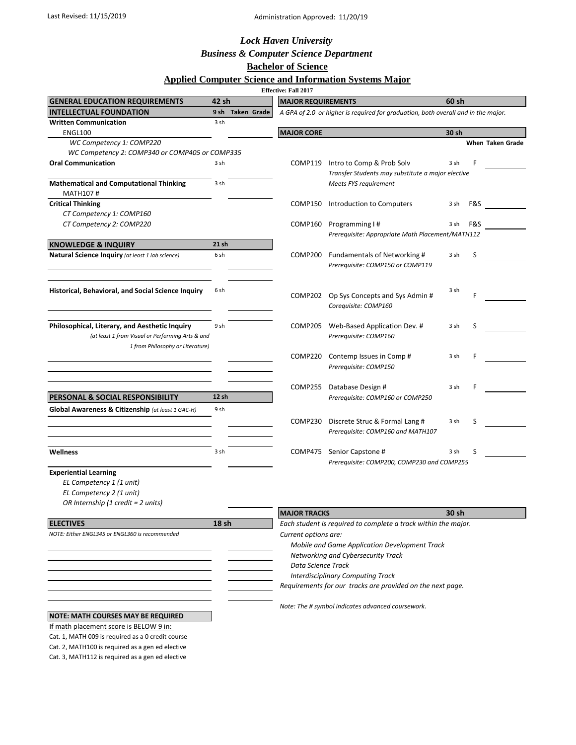Last Revised: 11/15/2019 | Administration Approved: 11/20/19

# Lock Haven University

## Business & Computer Science Department

## Bachelor of Science

## Applied Computer Science and Information Systems Major

**Effective: Fall 2017**

| GENERAL EDUCATION REQUIREMENTS | 42 sh | | |
|---|---|---|---|
| **INTELLECTUAL FOUNDATION** | 9 sh | Taken | Grade |
| **Written Communication** | 3 sh | | |
| ENGL100 | | | |
| *WC Competency 1: COMP220* | | | |
| *WC Competency 2: COMP340 or COMP405 or COMP335* | | | |
| **Oral Communication** | 3 sh | | |
| **Mathematical and Computational Thinking** | 3 sh | | |
| MATH107 # | | | |
| **Critical Thinking** | | | |
| *CT Competency 1: COMP160* | | | |
| *CT Competency 2: COMP220* | | | |
| **KNOWLEDGE & INQUIRY** | 21 sh | | |
| **Natural Science Inquiry** *(at least 1 lab science)* | 6 sh | | |
| **Historical, Behavioral, and Social Science Inquiry** | 6 sh | | |
| **Philosophical, Literary, and Aesthetic Inquiry** *(at least 1 from Visual or Performing Arts & and 1 from Philosophy or Literature)* | 9 sh | | |
| **PERSONAL & SOCIAL RESPONSIBILITY** | 12 sh | | |
| **Global Awareness & Citizenship** *(at least 1 GAC-H)* | 9 sh | | |
| **Wellness** | 3 sh | | |
| **Experiential Learning** | | | |
| *EL Competency 1 (1 unit)* | | | |
| *EL Competency 2 (1 unit)* | | | |
| *OR Internship (1 credit = 2 units)* | | | |
| **ELECTIVES** | 18 sh | | |
| *NOTE: Either ENGL345 or ENGL360 is recommended* | | | |

| NOTE: MATH COURSES MAY BE REQUIRED |
|---|
| If math placement score is BELOW 9 in: |
| Cat. 1, MATH 009 is required as a 0 credit course |
| Cat. 2, MATH100 is required as a gen ed elective |
| Cat. 3, MATH112 is required as a gen ed elective |

| MAJOR REQUIREMENTS | | 60 sh | | |
|---|---|---|---|---|
| *A GPA of 2.0 or higher is required for graduation, both overall and in the major.* | | | | |
| **MAJOR CORE** | | 30 sh | | |
| | | | **When Taken** | **Grade** |
| COMP119 | Intro to Comp & Prob Solv<br>*Transfer Students may substitute a major elective*<br>*Meets FYS requirement* | 3 sh | F | |
| COMP150 | Introduction to Computers | 3 sh | F&S | |
| COMP160 | Programming I #<br>*Prerequisite: Appropriate Math Placement/MATH112* | 3 sh | F&S | |
| COMP200 | Fundamentals of Networking #<br>*Prerequisite: COMP150 or COMP119* | 3 sh | S | |
| COMP202 | Op Sys Concepts and Sys Admin #<br>*Corequisite: COMP160* | 3 sh | F | |
| COMP205 | Web-Based Application Dev. #<br>*Prerequisite: COMP160* | 3 sh | S | |
| COMP220 | Contemp Issues in Comp #<br>*Prerequisite: COMP150* | 3 sh | F | |
| COMP255 | Database Design #<br>*Prerequisite: COMP160 or COMP250* | 3 sh | F | |
| COMP230 | Discrete Struc & Formal Lang #<br>*Prerequisite: COMP160 and MATH107* | 3 sh | S | |
| COMP475 | Senior Capstone #<br>*Prerequisite: COMP200, COMP230 and COMP255* | 3 sh | S | |

| MAJOR TRACKS | 30 sh |
|---|---|

*Each student is required to complete a track within the major.*

*Current options are:*

- *Mobile and Game Application Development Track*
- *Networking and Cybersecurity Track*
- *Data Science Track*
- *Interdisciplinary Computing Track*

*Requirements for our tracks are provided on the next page.*

*Note: The # symbol indicates advanced coursework.*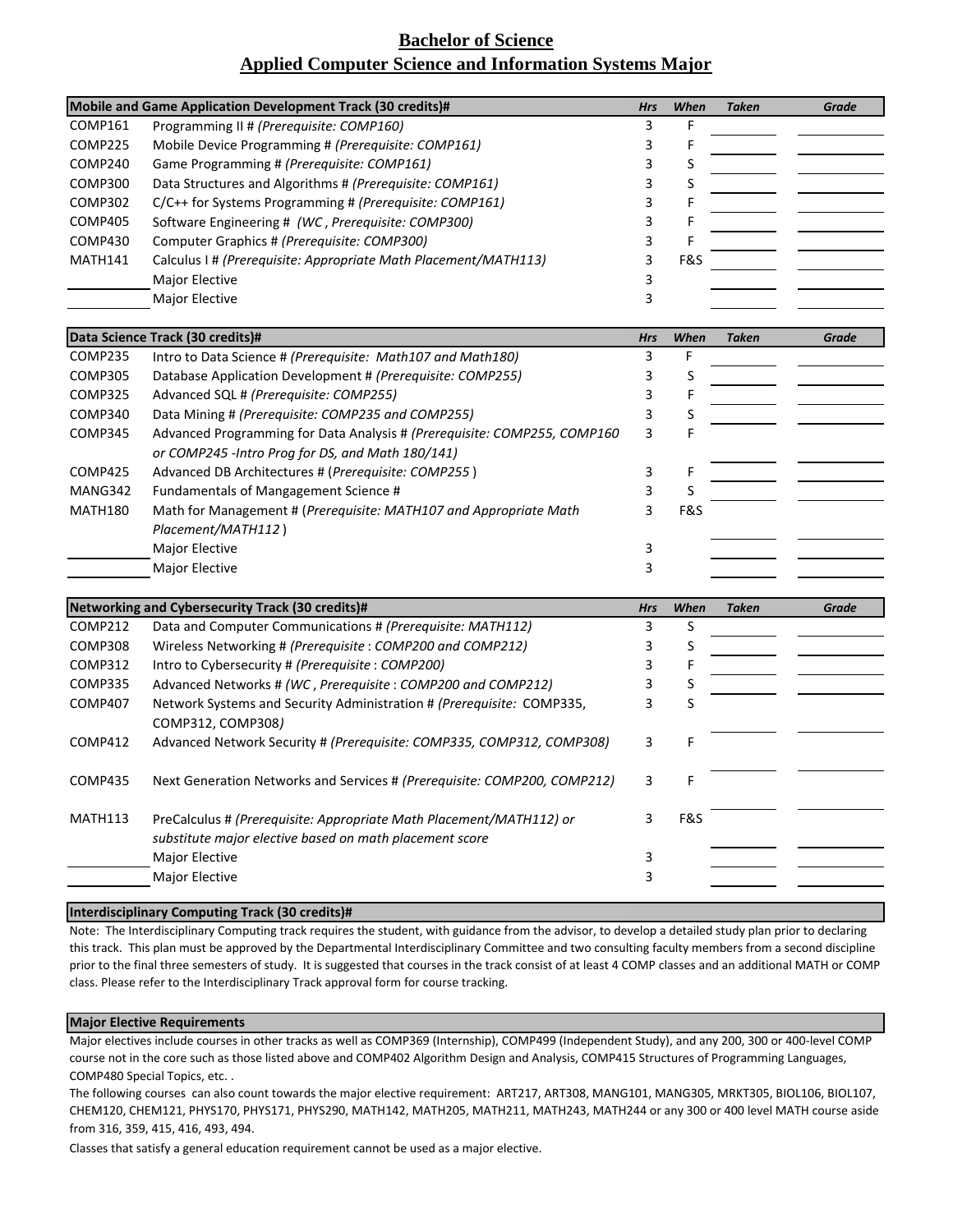# Bachelor of Science

## Applied Computer Science and Information Systems Major

| Mobile and Game Application Development Track (30 credits)# | | Hrs | When | Taken | Grade |
|---|---|---|---|---|---|
| COMP161 | Programming II # *(Prerequisite: COMP160)* | 3 | F | | |
| COMP225 | Mobile Device Programming # *(Prerequisite: COMP161)* | 3 | F | | |
| COMP240 | Game Programming # *(Prerequisite: COMP161)* | 3 | S | | |
| COMP300 | Data Structures and Algorithms # *(Prerequisite: COMP161)* | 3 | S | | |
| COMP302 | C/C++ for Systems Programming # *(Prerequisite: COMP161)* | 3 | F | | |
| COMP405 | Software Engineering # *(WC , Prerequisite: COMP300)* | 3 | F | | |
| COMP430 | Computer Graphics # *(Prerequisite: COMP300)* | 3 | F | | |
| MATH141 | Calculus I # *(Prerequisite: Appropriate Math Placement/MATH113)* | 3 | F&S | | |
| | Major Elective | 3 | | | |
| | Major Elective | 3 | | | |

| Data Science Track (30 credits)# | | Hrs | When | Taken | Grade |
|---|---|---|---|---|---|
| COMP235 | Intro to Data Science # *(Prerequisite: Math107 and Math180)* | 3 | F | | |
| COMP305 | Database Application Development # *(Prerequisite: COMP255)* | 3 | S | | |
| COMP325 | Advanced SQL # *(Prerequisite: COMP255)* | 3 | F | | |
| COMP340 | Data Mining # *(Prerequisite: COMP235 and COMP255)* | 3 | S | | |
| COMP345 | Advanced Programming for Data Analysis # *(Prerequisite: COMP255, COMP160 or COMP245 -Intro Prog for DS, and Math 180/141)* | 3 | F | | |
| COMP425 | Advanced DB Architectures # (*Prerequisite: COMP255* ) | 3 | F | | |
| MANG342 | Fundamentals of Mangagement Science # | 3 | S | | |
| MATH180 | Math for Management # (*Prerequisite: MATH107 and Appropriate Math Placement/MATH112* ) | 3 | F&S | | |
| | Major Elective | 3 | | | |
| | Major Elective | 3 | | | |

| Networking and Cybersecurity Track (30 credits)# | | Hrs | When | Taken | Grade |
|---|---|---|---|---|---|
| COMP212 | Data and Computer Communications # *(Prerequisite: MATH112)* | 3 | S | | |
| COMP308 | Wireless Networking # *(Prerequisite : COMP200 and COMP212)* | 3 | S | | |
| COMP312 | Intro to Cybersecurity # *(Prerequisite : COMP200)* | 3 | F | | |
| COMP335 | Advanced Networks # *(WC , Prerequisite : COMP200 and COMP212)* | 3 | S | | |
| COMP407 | Network Systems and Security Administration # *(Prerequisite:* COMP335, COMP312, COMP308*)* | 3 | S | | |
| COMP412 | Advanced Network Security # *(Prerequisite: COMP335, COMP312, COMP308)* | 3 | F | | |
| COMP435 | Next Generation Networks and Services # *(Prerequisite: COMP200, COMP212)* | 3 | F | | |
| MATH113 | PreCalculus # *(Prerequisite: Appropriate Math Placement/MATH112) or substitute major elective based on math placement score* | 3 | F&S | | |
| | Major Elective | 3 | | | |
| | Major Elective | 3 | | | |

**Interdisciplinary Computing Track (30 credits)#**

Note: The Interdisciplinary Computing track requires the student, with guidance from the advisor, to develop a detailed study plan prior to declaring this track. This plan must be approved by the Departmental Interdisciplinary Committee and two consulting faculty members from a second discipline prior to the final three semesters of study. It is suggested that courses in the track consist of at least 4 COMP classes and an additional MATH or COMP class. Please refer to the Interdisciplinary Track approval form for course tracking.

**Major Elective Requirements**

Major electives include courses in other tracks as well as COMP369 (Internship), COMP499 (Independent Study), and any 200, 300 or 400-level COMP course not in the core such as those listed above and COMP402 Algorithm Design and Analysis, COMP415 Structures of Programming Languages, COMP480 Special Topics, etc. .

The following courses can also count towards the major elective requirement: ART217, ART308, MANG101, MANG305, MRKT305, BIOL106, BIOL107, CHEM120, CHEM121, PHYS170, PHYS171, PHYS290, MATH142, MATH205, MATH211, MATH243, MATH244 or any 300 or 400 level MATH course aside from 316, 359, 415, 416, 493, 494.

Classes that satisfy a general education requirement cannot be used as a major elective.